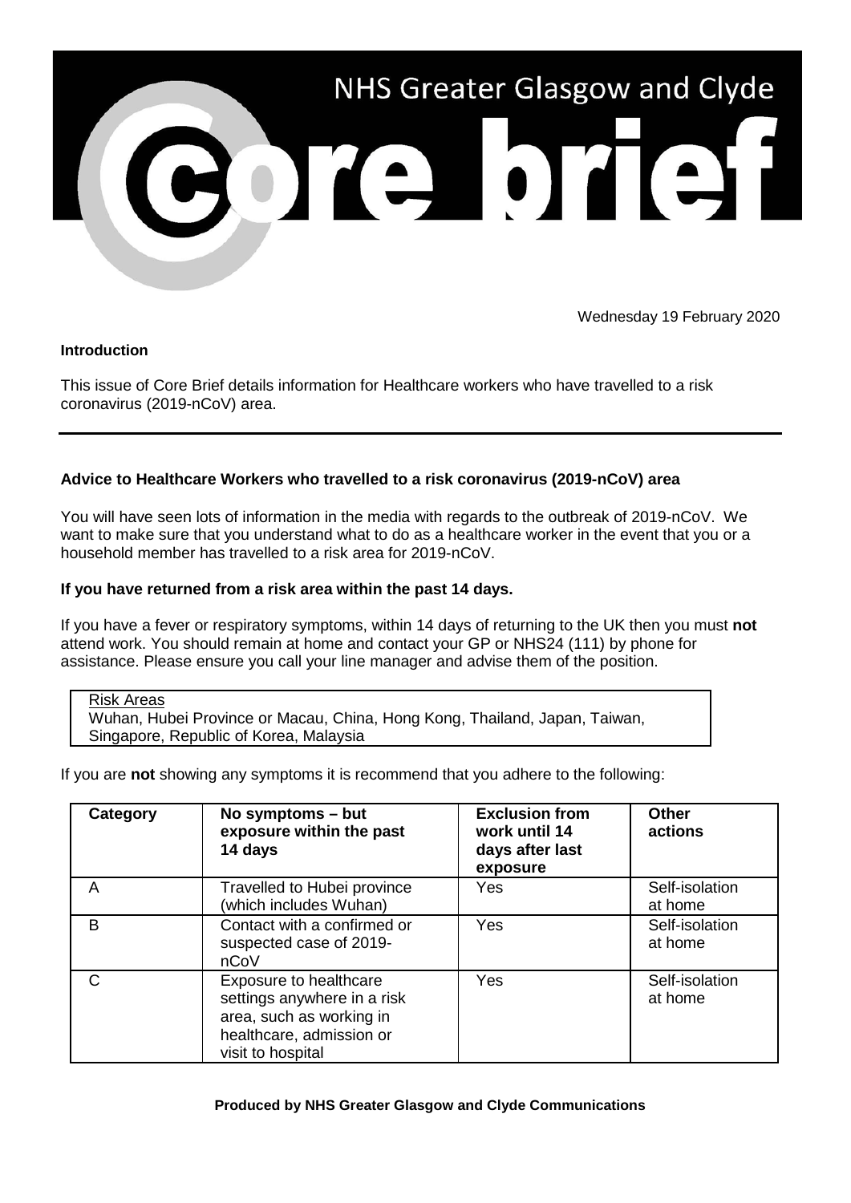# NHS Greater Glasgow and Clyde Core brief

Wednesday 19 February 2020

**Introduction**

This issue of Core Brief details information for Healthcare workers who have travelled to a risk coronavirus (2019-nCoV) area.

---

**Advice to Healthcare Workers who travelled to a risk coronavirus (2019-nCoV) area**

You will have seen lots of information in the media with regards to the outbreak of 2019-nCoV. We want to make sure that you understand what to do as a healthcare worker in the event that you or a household member has travelled to a risk area for 2019-nCoV.

**If you have returned from a risk area within the past 14 days.**

If you have a fever or respiratory symptoms, within 14 days of returning to the UK then you must **not** attend work. You should remain at home and contact your GP or NHS24 (111) by phone for assistance. Please ensure you call your line manager and advise them of the position.

> Risk Areas
> Wuhan, Hubei Province or Macau, China, Hong Kong, Thailand, Japan, Taiwan, Singapore, Republic of Korea, Malaysia

If you are **not** showing any symptoms it is recommend that you adhere to the following:

| Category | No symptoms – but exposure within the past 14 days | Exclusion from work until 14 days after last exposure | Other actions |
|---|---|---|---|
| A | Travelled to Hubei province (which includes Wuhan) | Yes | Self-isolation at home |
| B | Contact with a confirmed or suspected case of 2019-nCoV | Yes | Self-isolation at home |
| C | Exposure to healthcare settings anywhere in a risk area, such as working in healthcare, admission or visit to hospital | Yes | Self-isolation at home |

**Produced by NHS Greater Glasgow and Clyde Communications**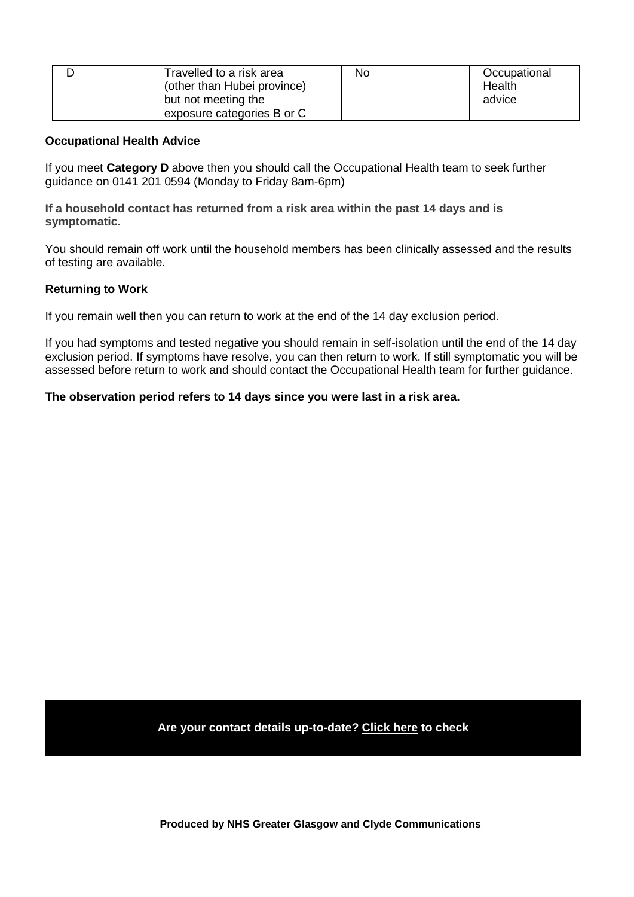| | | | |
|---|---|---|---|
| D | Travelled to a risk area (other than Hubei province) but not meeting the exposure categories B or C | No | Occupational Health advice |

**Occupational Health Advice**

If you meet **Category D** above then you should call the Occupational Health team to seek further guidance on 0141 201 0594 (Monday to Friday 8am-6pm)

**If a household contact has returned from a risk area within the past 14 days and is symptomatic.**

You should remain off work until the household members has been clinically assessed and the results of testing are available.

**Returning to Work**

If you remain well then you can return to work at the end of the 14 day exclusion period.

If you had symptoms and tested negative you should remain in self-isolation until the end of the 14 day exclusion period. If symptoms have resolve, you can then return to work. If still symptomatic you will be assessed before return to work and should contact the Occupational Health team for further guidance.

**The observation period refers to 14 days since you were last in a risk area.**

**Are your contact details up-to-date? Click here to check**

**Produced by NHS Greater Glasgow and Clyde Communications**